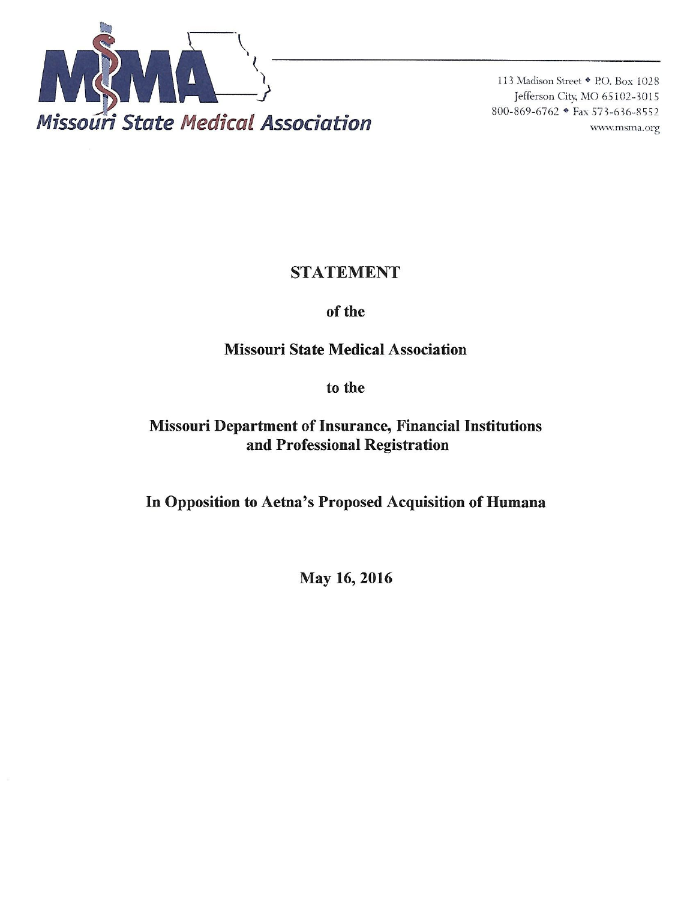**Missouri State Medical Association**

113 Madison Street • P.O. Box 1028
Jefferson City, MO 65102-3015
800-869-6762 • Fax 573-636-8552
www.msma.org

# STATEMENT

## of the

## Missouri State Medical Association

## to the

## Missouri Department of Insurance, Financial Institutions and Professional Registration

## In Opposition to Aetna's Proposed Acquisition of Humana

**May 16, 2016**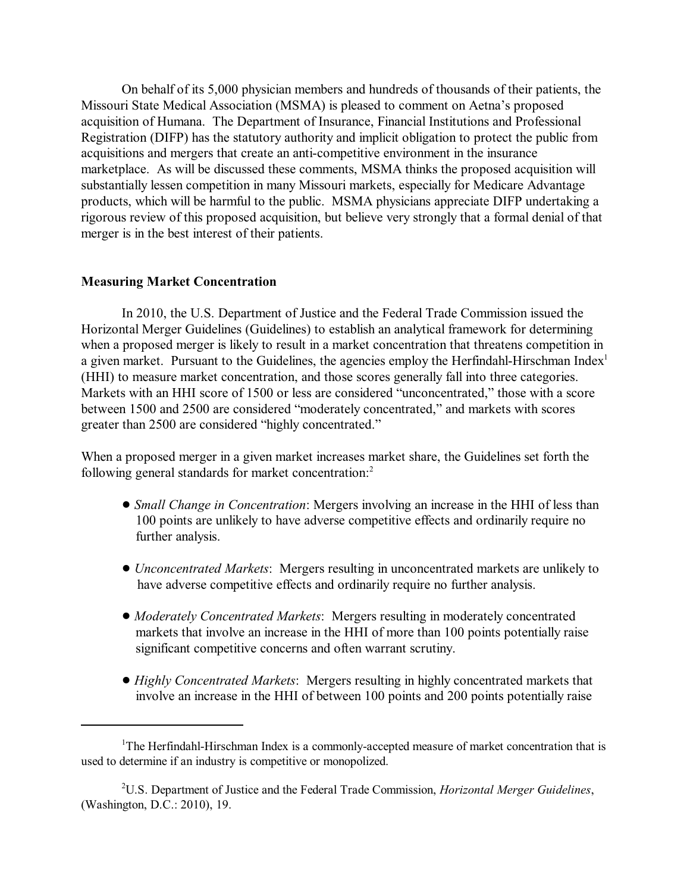On behalf of its 5,000 physician members and hundreds of thousands of their patients, the Missouri State Medical Association (MSMA) is pleased to comment on Aetna's proposed acquisition of Humana. The Department of Insurance, Financial Institutions and Professional Registration (DIFP) has the statutory authority and implicit obligation to protect the public from acquisitions and mergers that create an anti-competitive environment in the insurance marketplace. As will be discussed these comments, MSMA thinks the proposed acquisition will substantially lessen competition in many Missouri markets, especially for Medicare Advantage products, which will be harmful to the public. MSMA physicians appreciate DIFP undertaking a rigorous review of this proposed acquisition, but believe very strongly that a formal denial of that merger is in the best interest of their patients.

**Measuring Market Concentration**

In 2010, the U.S. Department of Justice and the Federal Trade Commission issued the Horizontal Merger Guidelines (Guidelines) to establish an analytical framework for determining when a proposed merger is likely to result in a market concentration that threatens competition in a given market. Pursuant to the Guidelines, the agencies employ the Herfindahl-Hirschman Index[1] (HHI) to measure market concentration, and those scores generally fall into three categories. Markets with an HHI score of 1500 or less are considered "unconcentrated," those with a score between 1500 and 2500 are considered "moderately concentrated," and markets with scores greater than 2500 are considered "highly concentrated."

When a proposed merger in a given market increases market share, the Guidelines set forth the following general standards for market concentration:[2]

- *Small Change in Concentration*: Mergers involving an increase in the HHI of less than 100 points are unlikely to have adverse competitive effects and ordinarily require no further analysis.

- *Unconcentrated Markets*: Mergers resulting in unconcentrated markets are unlikely to have adverse competitive effects and ordinarily require no further analysis.

- *Moderately Concentrated Markets*: Mergers resulting in moderately concentrated markets that involve an increase in the HHI of more than 100 points potentially raise significant competitive concerns and often warrant scrutiny.

- *Highly Concentrated Markets*: Mergers resulting in highly concentrated markets that involve an increase in the HHI of between 100 points and 200 points potentially raise

---

[1] The Herfindahl-Hirschman Index is a commonly-accepted measure of market concentration that is used to determine if an industry is competitive or monopolized.

[2] U.S. Department of Justice and the Federal Trade Commission, *Horizontal Merger Guidelines*, (Washington, D.C.: 2010), 19.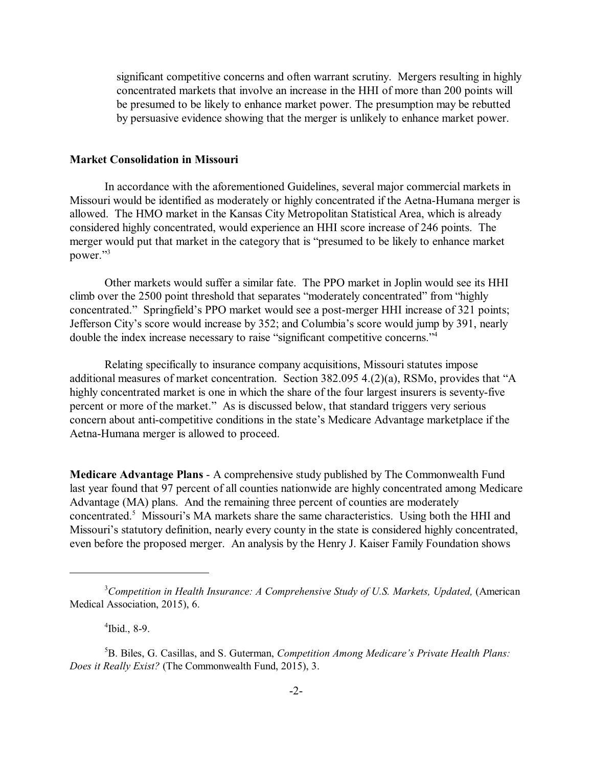significant competitive concerns and often warrant scrutiny. Mergers resulting in highly concentrated markets that involve an increase in the HHI of more than 200 points will be presumed to be likely to enhance market power. The presumption may be rebutted by persuasive evidence showing that the merger is unlikely to enhance market power.

**Market Consolidation in Missouri**

In accordance with the aforementioned Guidelines, several major commercial markets in Missouri would be identified as moderately or highly concentrated if the Aetna-Humana merger is allowed. The HMO market in the Kansas City Metropolitan Statistical Area, which is already considered highly concentrated, would experience an HHI score increase of 246 points. The merger would put that market in the category that is "presumed to be likely to enhance market power."[3]

Other markets would suffer a similar fate. The PPO market in Joplin would see its HHI climb over the 2500 point threshold that separates "moderately concentrated" from "highly concentrated." Springfield's PPO market would see a post-merger HHI increase of 321 points; Jefferson City's score would increase by 352; and Columbia's score would jump by 391, nearly double the index increase necessary to raise "significant competitive concerns."[4]

Relating specifically to insurance company acquisitions, Missouri statutes impose additional measures of market concentration. Section 382.095 4.(2)(a), RSMo, provides that "A highly concentrated market is one in which the share of the four largest insurers is seventy-five percent or more of the market." As is discussed below, that standard triggers very serious concern about anti-competitive conditions in the state's Medicare Advantage marketplace if the Aetna-Humana merger is allowed to proceed.

**Medicare Advantage Plans** - A comprehensive study published by The Commonwealth Fund last year found that 97 percent of all counties nationwide are highly concentrated among Medicare Advantage (MA) plans. And the remaining three percent of counties are moderately concentrated.[5] Missouri's MA markets share the same characteristics. Using both the HHI and Missouri's statutory definition, nearly every county in the state is considered highly concentrated, even before the proposed merger. An analysis by the Henry J. Kaiser Family Foundation shows

---

[3] *Competition in Health Insurance: A Comprehensive Study of U.S. Markets, Updated,* (American Medical Association, 2015), 6.

[4] Ibid., 8-9.

[5] B. Biles, G. Casillas, and S. Guterman, *Competition Among Medicare's Private Health Plans: Does it Really Exist?* (The Commonwealth Fund, 2015), 3.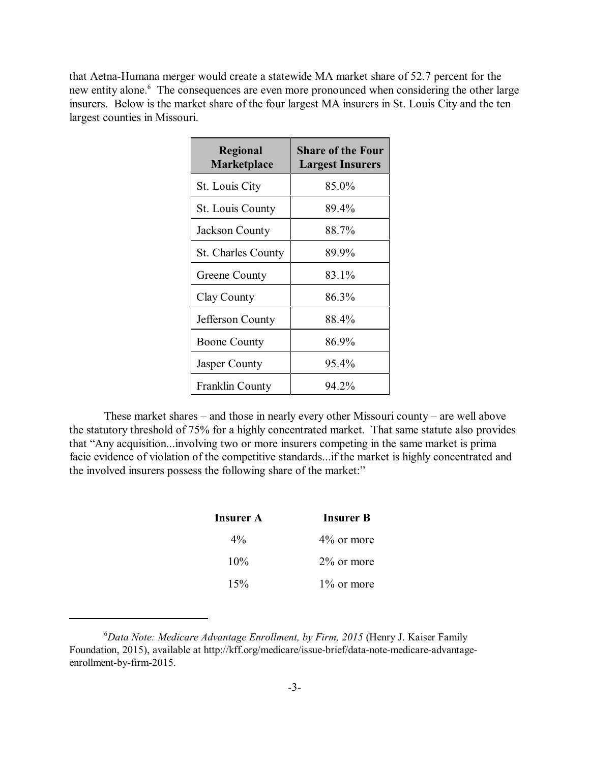that Aetna-Humana merger would create a statewide MA market share of 52.7 percent for the new entity alone.[6] The consequences are even more pronounced when considering the other large insurers. Below is the market share of the four largest MA insurers in St. Louis City and the ten largest counties in Missouri.

| Regional Marketplace | Share of the Four Largest Insurers |
|---|---|
| St. Louis City | 85.0% |
| St. Louis County | 89.4% |
| Jackson County | 88.7% |
| St. Charles County | 89.9% |
| Greene County | 83.1% |
| Clay County | 86.3% |
| Jefferson County | 88.4% |
| Boone County | 86.9% |
| Jasper County | 95.4% |
| Franklin County | 94.2% |

These market shares – and those in nearly every other Missouri county – are well above the statutory threshold of 75% for a highly concentrated market. That same statute also provides that "Any acquisition...involving two or more insurers competing in the same market is prima facie evidence of violation of the competitive standards...if the market is highly concentrated and the involved insurers possess the following share of the market:"

| Insurer A | Insurer B |
|---|---|
| 4% | 4% or more |
| 10% | 2% or more |
| 15% | 1% or more |

[6] *Data Note: Medicare Advantage Enrollment, by Firm, 2015* (Henry J. Kaiser Family Foundation, 2015), available at http://kff.org/medicare/issue-brief/data-note-medicare-advantage-enrollment-by-firm-2015.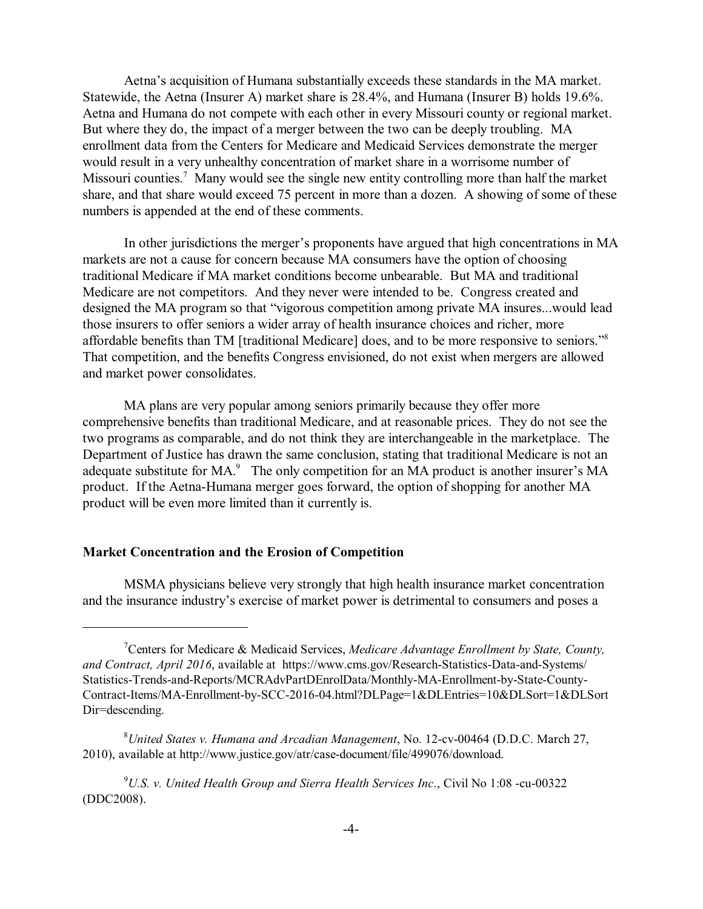Aetna's acquisition of Humana substantially exceeds these standards in the MA market. Statewide, the Aetna (Insurer A) market share is 28.4%, and Humana (Insurer B) holds 19.6%. Aetna and Humana do not compete with each other in every Missouri county or regional market. But where they do, the impact of a merger between the two can be deeply troubling. MA enrollment data from the Centers for Medicare and Medicaid Services demonstrate the merger would result in a very unhealthy concentration of market share in a worrisome number of Missouri counties.[7] Many would see the single new entity controlling more than half the market share, and that share would exceed 75 percent in more than a dozen. A showing of some of these numbers is appended at the end of these comments.

In other jurisdictions the merger's proponents have argued that high concentrations in MA markets are not a cause for concern because MA consumers have the option of choosing traditional Medicare if MA market conditions become unbearable. But MA and traditional Medicare are not competitors. And they never were intended to be. Congress created and designed the MA program so that "vigorous competition among private MA insures...would lead those insurers to offer seniors a wider array of health insurance choices and richer, more affordable benefits than TM [traditional Medicare] does, and to be more responsive to seniors."[8] That competition, and the benefits Congress envisioned, do not exist when mergers are allowed and market power consolidates.

MA plans are very popular among seniors primarily because they offer more comprehensive benefits than traditional Medicare, and at reasonable prices. They do not see the two programs as comparable, and do not think they are interchangeable in the marketplace. The Department of Justice has drawn the same conclusion, stating that traditional Medicare is not an adequate substitute for MA.[9] The only competition for an MA product is another insurer's MA product. If the Aetna-Humana merger goes forward, the option of shopping for another MA product will be even more limited than it currently is.

**Market Concentration and the Erosion of Competition**

MSMA physicians believe very strongly that high health insurance market concentration and the insurance industry's exercise of market power is detrimental to consumers and poses a

---

[7] Centers for Medicare & Medicaid Services, *Medicare Advantage Enrollment by State, County, and Contract, April 2016*, available at https://www.cms.gov/Research-Statistics-Data-and-Systems/Statistics-Trends-and-Reports/MCRAdvPartDEnrolData/Monthly-MA-Enrollment-by-State-County-Contract-Items/MA-Enrollment-by-SCC-2016-04.html?DLPage=1&DLEntries=10&DLSort=1&DLSortDir=descending.

[8] *United States v. Humana and Arcadian Management*, No. 12-cv-00464 (D.D.C. March 27, 2010), available at http://www.justice.gov/atr/case-document/file/499076/download.

[9] *U.S. v. United Health Group and Sierra Health Services Inc*., Civil No 1:08 -cu-00322 (DDC2008).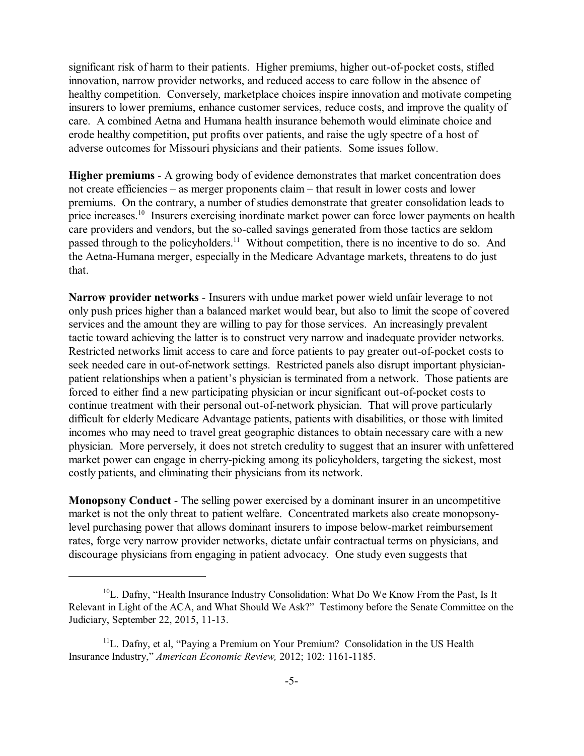significant risk of harm to their patients. Higher premiums, higher out-of-pocket costs, stifled innovation, narrow provider networks, and reduced access to care follow in the absence of healthy competition. Conversely, marketplace choices inspire innovation and motivate competing insurers to lower premiums, enhance customer services, reduce costs, and improve the quality of care. A combined Aetna and Humana health insurance behemoth would eliminate choice and erode healthy competition, put profits over patients, and raise the ugly spectre of a host of adverse outcomes for Missouri physicians and their patients. Some issues follow.

**Higher premiums** - A growing body of evidence demonstrates that market concentration does not create efficiencies – as merger proponents claim – that result in lower costs and lower premiums. On the contrary, a number of studies demonstrate that greater consolidation leads to price increases.[10] Insurers exercising inordinate market power can force lower payments on health care providers and vendors, but the so-called savings generated from those tactics are seldom passed through to the policyholders.[11] Without competition, there is no incentive to do so. And the Aetna-Humana merger, especially in the Medicare Advantage markets, threatens to do just that.

**Narrow provider networks** - Insurers with undue market power wield unfair leverage to not only push prices higher than a balanced market would bear, but also to limit the scope of covered services and the amount they are willing to pay for those services. An increasingly prevalent tactic toward achieving the latter is to construct very narrow and inadequate provider networks. Restricted networks limit access to care and force patients to pay greater out-of-pocket costs to seek needed care in out-of-network settings. Restricted panels also disrupt important physician-patient relationships when a patient's physician is terminated from a network. Those patients are forced to either find a new participating physician or incur significant out-of-pocket costs to continue treatment with their personal out-of-network physician. That will prove particularly difficult for elderly Medicare Advantage patients, patients with disabilities, or those with limited incomes who may need to travel great geographic distances to obtain necessary care with a new physician. More perversely, it does not stretch credulity to suggest that an insurer with unfettered market power can engage in cherry-picking among its policyholders, targeting the sickest, most costly patients, and eliminating their physicians from its network.

**Monopsony Conduct** - The selling power exercised by a dominant insurer in an uncompetitive market is not the only threat to patient welfare. Concentrated markets also create monopsony-level purchasing power that allows dominant insurers to impose below-market reimbursement rates, forge very narrow provider networks, dictate unfair contractual terms on physicians, and discourage physicians from engaging in patient advocacy. One study even suggests that

---

[10] L. Dafny, "Health Insurance Industry Consolidation: What Do We Know From the Past, Is It Relevant in Light of the ACA, and What Should We Ask?" Testimony before the Senate Committee on the Judiciary, September 22, 2015, 11-13.

[11] L. Dafny, et al, "Paying a Premium on Your Premium? Consolidation in the US Health Insurance Industry," *American Economic Review,* 2012; 102: 1161-1185.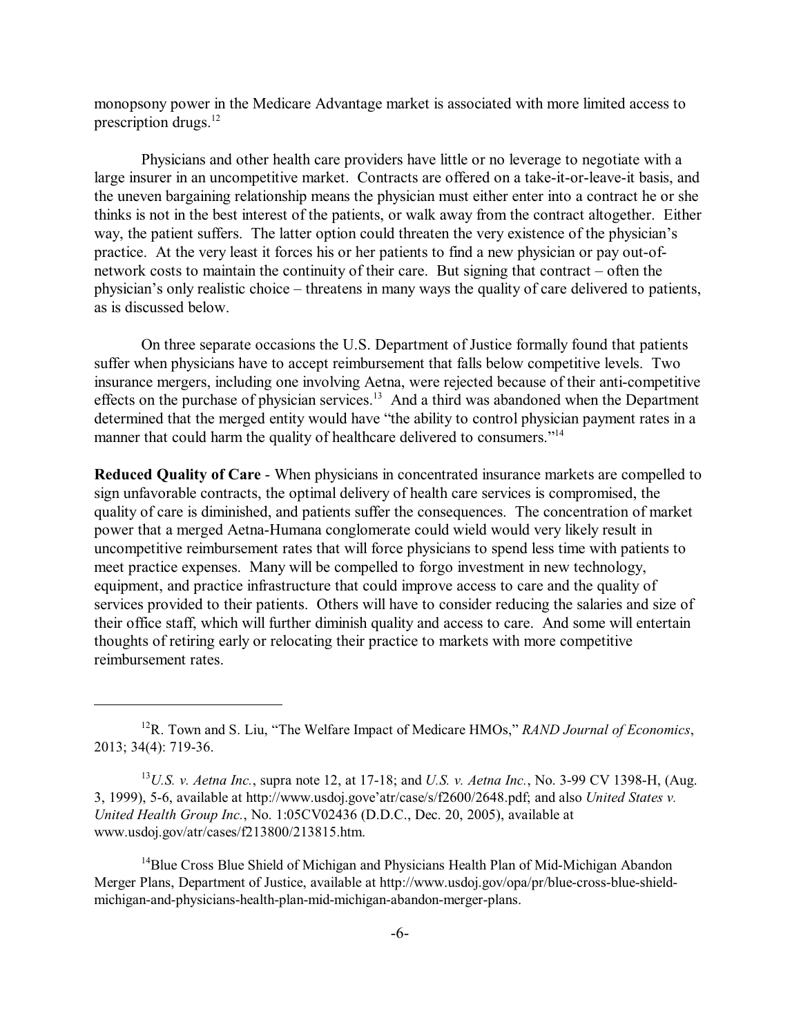monopsony power in the Medicare Advantage market is associated with more limited access to prescription drugs.[12]

Physicians and other health care providers have little or no leverage to negotiate with a large insurer in an uncompetitive market. Contracts are offered on a take-it-or-leave-it basis, and the uneven bargaining relationship means the physician must either enter into a contract he or she thinks is not in the best interest of the patients, or walk away from the contract altogether. Either way, the patient suffers. The latter option could threaten the very existence of the physician's practice. At the very least it forces his or her patients to find a new physician or pay out-of-network costs to maintain the continuity of their care. But signing that contract – often the physician's only realistic choice – threatens in many ways the quality of care delivered to patients, as is discussed below.

On three separate occasions the U.S. Department of Justice formally found that patients suffer when physicians have to accept reimbursement that falls below competitive levels. Two insurance mergers, including one involving Aetna, were rejected because of their anti-competitive effects on the purchase of physician services.[13] And a third was abandoned when the Department determined that the merged entity would have "the ability to control physician payment rates in a manner that could harm the quality of healthcare delivered to consumers."[14]

**Reduced Quality of Care** - When physicians in concentrated insurance markets are compelled to sign unfavorable contracts, the optimal delivery of health care services is compromised, the quality of care is diminished, and patients suffer the consequences. The concentration of market power that a merged Aetna-Humana conglomerate could wield would very likely result in uncompetitive reimbursement rates that will force physicians to spend less time with patients to meet practice expenses. Many will be compelled to forgo investment in new technology, equipment, and practice infrastructure that could improve access to care and the quality of services provided to their patients. Others will have to consider reducing the salaries and size of their office staff, which will further diminish quality and access to care. And some will entertain thoughts of retiring early or relocating their practice to markets with more competitive reimbursement rates.

---

[12] R. Town and S. Liu, "The Welfare Impact of Medicare HMOs," *RAND Journal of Economics*, 2013; 34(4): 719-36.

[13] *U.S. v. Aetna Inc.*, supra note 12, at 17-18; and *U.S. v. Aetna Inc.*, No. 3-99 CV 1398-H, (Aug. 3, 1999), 5-6, available at http://www.usdoj.gove'atr/case/s/f2600/2648.pdf; and also *United States v. United Health Group Inc.*, No. 1:05CV02436 (D.D.C., Dec. 20, 2005), available at www.usdoj.gov/atr/cases/f213800/213815.htm.

[14] Blue Cross Blue Shield of Michigan and Physicians Health Plan of Mid-Michigan Abandon Merger Plans, Department of Justice, available at http://www.usdoj.gov/opa/pr/blue-cross-blue-shield-michigan-and-physicians-health-plan-mid-michigan-abandon-merger-plans.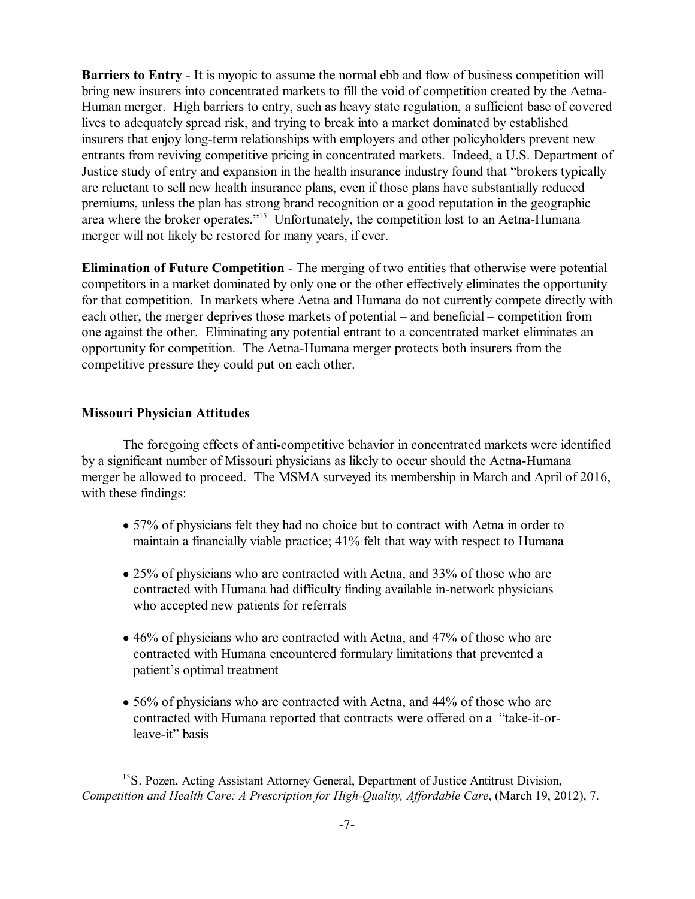**Barriers to Entry** - It is myopic to assume the normal ebb and flow of business competition will bring new insurers into concentrated markets to fill the void of competition created by the Aetna-Human merger. High barriers to entry, such as heavy state regulation, a sufficient base of covered lives to adequately spread risk, and trying to break into a market dominated by established insurers that enjoy long-term relationships with employers and other policyholders prevent new entrants from reviving competitive pricing in concentrated markets. Indeed, a U.S. Department of Justice study of entry and expansion in the health insurance industry found that "brokers typically are reluctant to sell new health insurance plans, even if those plans have substantially reduced premiums, unless the plan has strong brand recognition or a good reputation in the geographic area where the broker operates."[15] Unfortunately, the competition lost to an Aetna-Humana merger will not likely be restored for many years, if ever.

**Elimination of Future Competition** - The merging of two entities that otherwise were potential competitors in a market dominated by only one or the other effectively eliminates the opportunity for that competition. In markets where Aetna and Humana do not currently compete directly with each other, the merger deprives those markets of potential – and beneficial – competition from one against the other. Eliminating any potential entrant to a concentrated market eliminates an opportunity for competition. The Aetna-Humana merger protects both insurers from the competitive pressure they could put on each other.

## Missouri Physician Attitudes

The foregoing effects of anti-competitive behavior in concentrated markets were identified by a significant number of Missouri physicians as likely to occur should the Aetna-Humana merger be allowed to proceed. The MSMA surveyed its membership in March and April of 2016, with these findings:

- 57% of physicians felt they had no choice but to contract with Aetna in order to maintain a financially viable practice; 41% felt that way with respect to Humana
- 25% of physicians who are contracted with Aetna, and 33% of those who are contracted with Humana had difficulty finding available in-network physicians who accepted new patients for referrals
- 46% of physicians who are contracted with Aetna, and 47% of those who are contracted with Humana encountered formulary limitations that prevented a patient's optimal treatment
- 56% of physicians who are contracted with Aetna, and 44% of those who are contracted with Humana reported that contracts were offered on a "take-it-or-leave-it" basis

---

[15] S. Pozen, Acting Assistant Attorney General, Department of Justice Antitrust Division, *Competition and Health Care: A Prescription for High-Quality, Affordable Care*, (March 19, 2012), 7.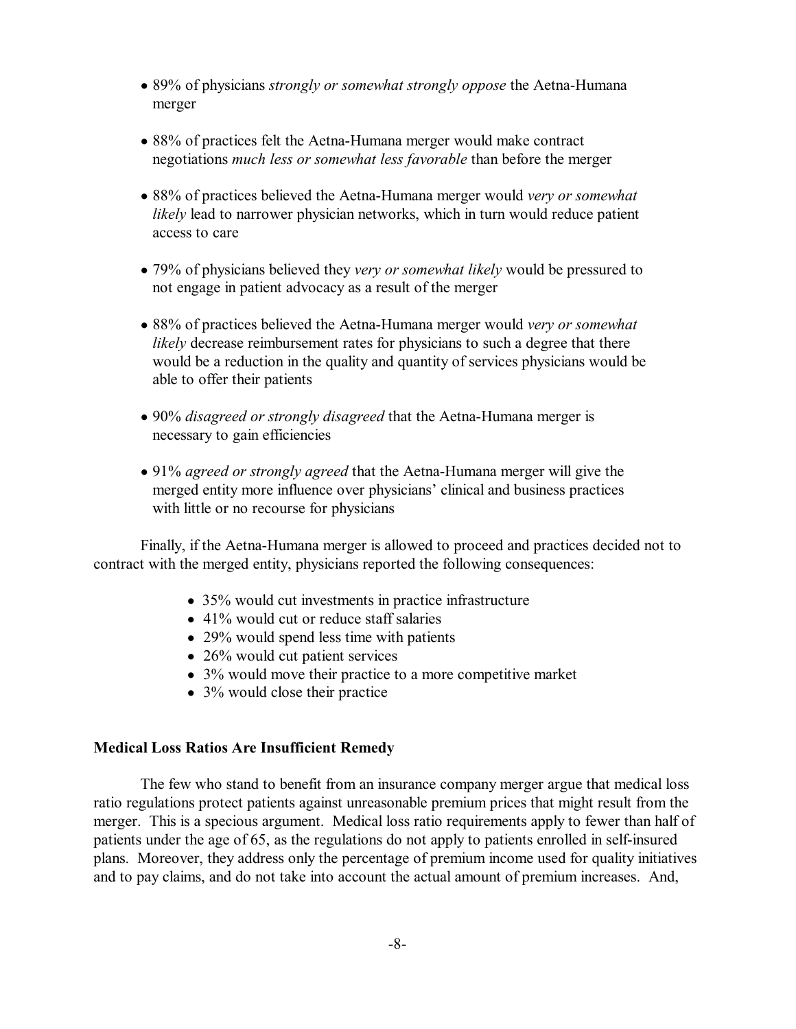- 89% of physicians *strongly or somewhat strongly oppose* the Aetna-Humana merger
- 88% of practices felt the Aetna-Humana merger would make contract negotiations *much less or somewhat less favorable* than before the merger
- 88% of practices believed the Aetna-Humana merger would *very or somewhat likely* lead to narrower physician networks, which in turn would reduce patient access to care
- 79% of physicians believed they *very or somewhat likely* would be pressured to not engage in patient advocacy as a result of the merger
- 88% of practices believed the Aetna-Humana merger would *very or somewhat likely* decrease reimbursement rates for physicians to such a degree that there would be a reduction in the quality and quantity of services physicians would be able to offer their patients
- 90% *disagreed or strongly disagreed* that the Aetna-Humana merger is necessary to gain efficiencies
- 91% *agreed or strongly agreed* that the Aetna-Humana merger will give the merged entity more influence over physicians' clinical and business practices with little or no recourse for physicians

Finally, if the Aetna-Humana merger is allowed to proceed and practices decided not to contract with the merged entity, physicians reported the following consequences:

- 35% would cut investments in practice infrastructure
- 41% would cut or reduce staff salaries
- 29% would spend less time with patients
- 26% would cut patient services
- 3% would move their practice to a more competitive market
- 3% would close their practice

**Medical Loss Ratios Are Insufficient Remedy**

The few who stand to benefit from an insurance company merger argue that medical loss ratio regulations protect patients against unreasonable premium prices that might result from the merger. This is a specious argument. Medical loss ratio requirements apply to fewer than half of patients under the age of 65, as the regulations do not apply to patients enrolled in self-insured plans. Moreover, they address only the percentage of premium income used for quality initiatives and to pay claims, and do not take into account the actual amount of premium increases. And,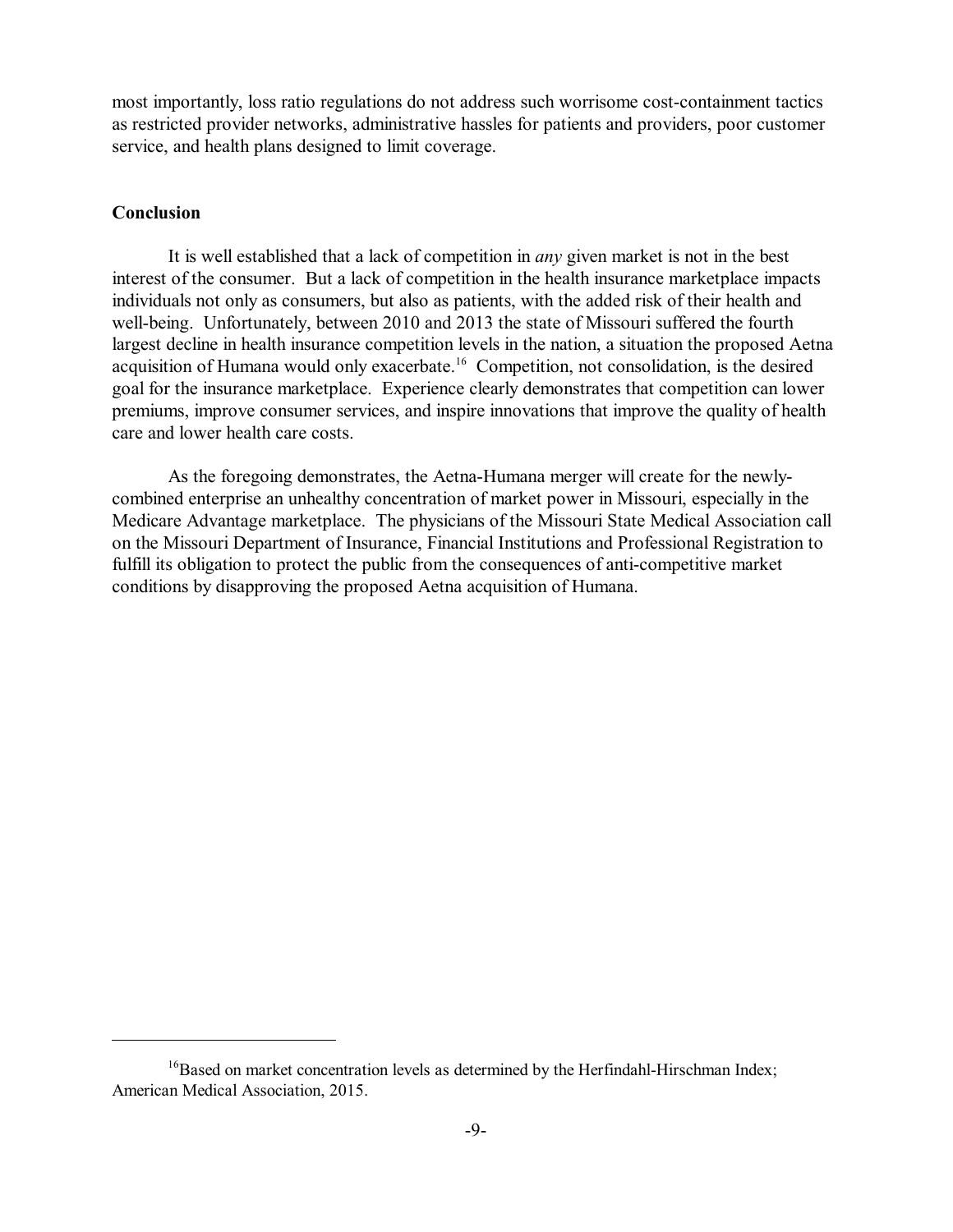most importantly, loss ratio regulations do not address such worrisome cost-containment tactics as restricted provider networks, administrative hassles for patients and providers, poor customer service, and health plans designed to limit coverage.

**Conclusion**

It is well established that a lack of competition in *any* given market is not in the best interest of the consumer. But a lack of competition in the health insurance marketplace impacts individuals not only as consumers, but also as patients, with the added risk of their health and well-being. Unfortunately, between 2010 and 2013 the state of Missouri suffered the fourth largest decline in health insurance competition levels in the nation, a situation the proposed Aetna acquisition of Humana would only exacerbate.[16] Competition, not consolidation, is the desired goal for the insurance marketplace. Experience clearly demonstrates that competition can lower premiums, improve consumer services, and inspire innovations that improve the quality of health care and lower health care costs.

As the foregoing demonstrates, the Aetna-Humana merger will create for the newly-combined enterprise an unhealthy concentration of market power in Missouri, especially in the Medicare Advantage marketplace. The physicians of the Missouri State Medical Association call on the Missouri Department of Insurance, Financial Institutions and Professional Registration to fulfill its obligation to protect the public from the consequences of anti-competitive market conditions by disapproving the proposed Aetna acquisition of Humana.

---

[16] Based on market concentration levels as determined by the Herfindahl-Hirschman Index; American Medical Association, 2015.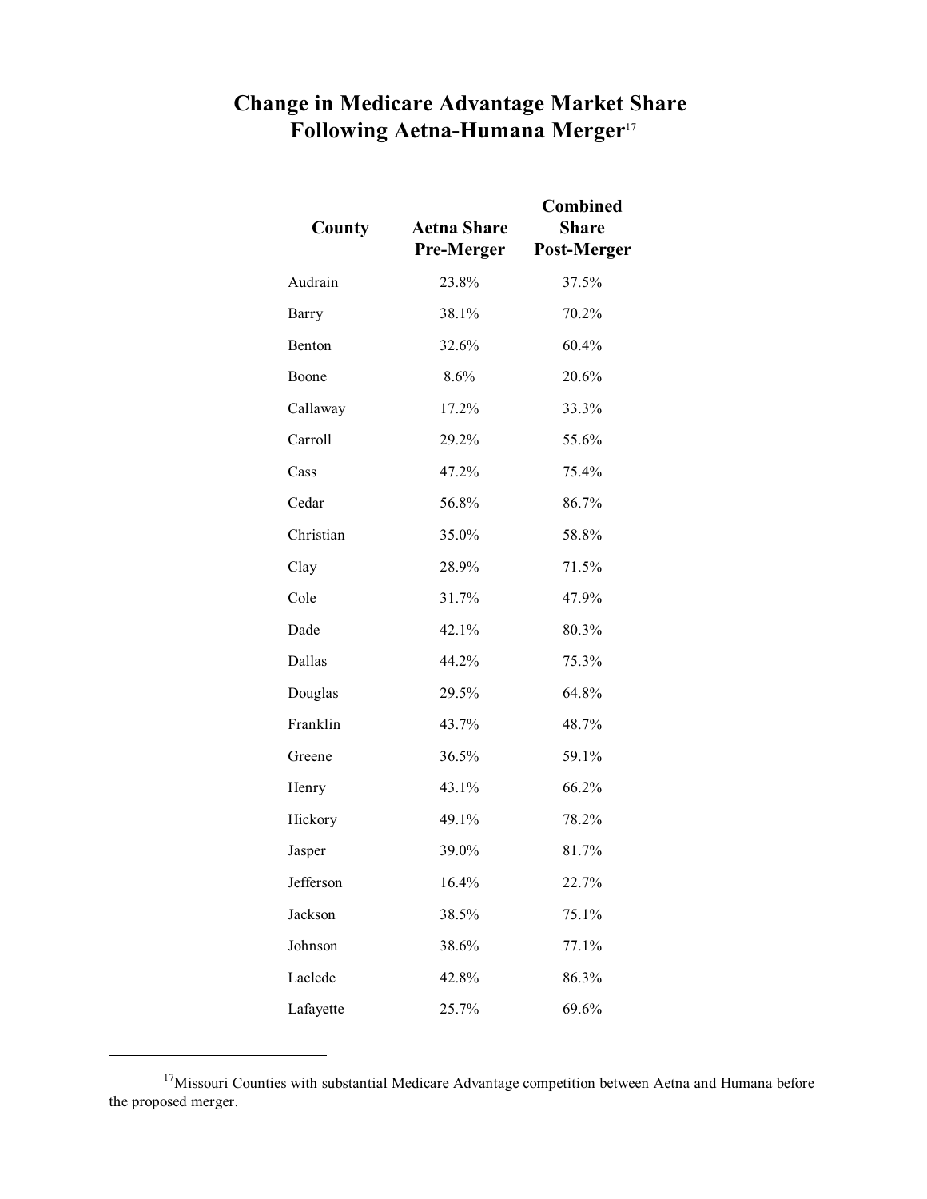## Change in Medicare Advantage Market Share Following Aetna-Humana Merger[17]

| County | Aetna Share Pre-Merger | Combined Share Post-Merger |
|---|---|---|
| Audrain | 23.8% | 37.5% |
| Barry | 38.1% | 70.2% |
| Benton | 32.6% | 60.4% |
| Boone | 8.6% | 20.6% |
| Callaway | 17.2% | 33.3% |
| Carroll | 29.2% | 55.6% |
| Cass | 47.2% | 75.4% |
| Cedar | 56.8% | 86.7% |
| Christian | 35.0% | 58.8% |
| Clay | 28.9% | 71.5% |
| Cole | 31.7% | 47.9% |
| Dade | 42.1% | 80.3% |
| Dallas | 44.2% | 75.3% |
| Douglas | 29.5% | 64.8% |
| Franklin | 43.7% | 48.7% |
| Greene | 36.5% | 59.1% |
| Henry | 43.1% | 66.2% |
| Hickory | 49.1% | 78.2% |
| Jasper | 39.0% | 81.7% |
| Jefferson | 16.4% | 22.7% |
| Jackson | 38.5% | 75.1% |
| Johnson | 38.6% | 77.1% |
| Laclede | 42.8% | 86.3% |
| Lafayette | 25.7% | 69.6% |

[17] Missouri Counties with substantial Medicare Advantage competition between Aetna and Humana before the proposed merger.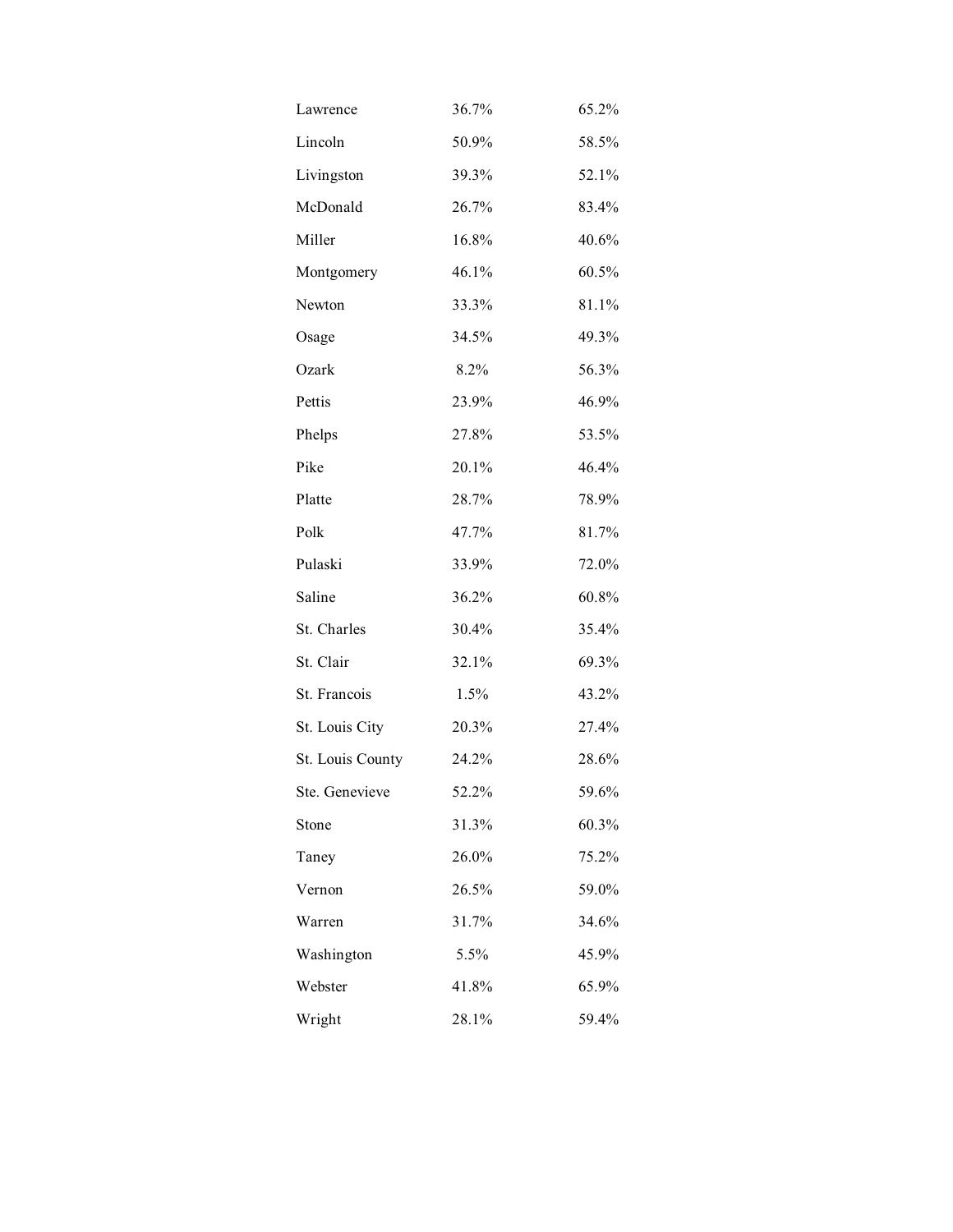| | | |
|---|---|---|
| Lawrence | 36.7% | 65.2% |
| Lincoln | 50.9% | 58.5% |
| Livingston | 39.3% | 52.1% |
| McDonald | 26.7% | 83.4% |
| Miller | 16.8% | 40.6% |
| Montgomery | 46.1% | 60.5% |
| Newton | 33.3% | 81.1% |
| Osage | 34.5% | 49.3% |
| Ozark | 8.2% | 56.3% |
| Pettis | 23.9% | 46.9% |
| Phelps | 27.8% | 53.5% |
| Pike | 20.1% | 46.4% |
| Platte | 28.7% | 78.9% |
| Polk | 47.7% | 81.7% |
| Pulaski | 33.9% | 72.0% |
| Saline | 36.2% | 60.8% |
| St. Charles | 30.4% | 35.4% |
| St. Clair | 32.1% | 69.3% |
| St. Francois | 1.5% | 43.2% |
| St. Louis City | 20.3% | 27.4% |
| St. Louis County | 24.2% | 28.6% |
| Ste. Genevieve | 52.2% | 59.6% |
| Stone | 31.3% | 60.3% |
| Taney | 26.0% | 75.2% |
| Vernon | 26.5% | 59.0% |
| Warren | 31.7% | 34.6% |
| Washington | 5.5% | 45.9% |
| Webster | 41.8% | 65.9% |
| Wright | 28.1% | 59.4% |